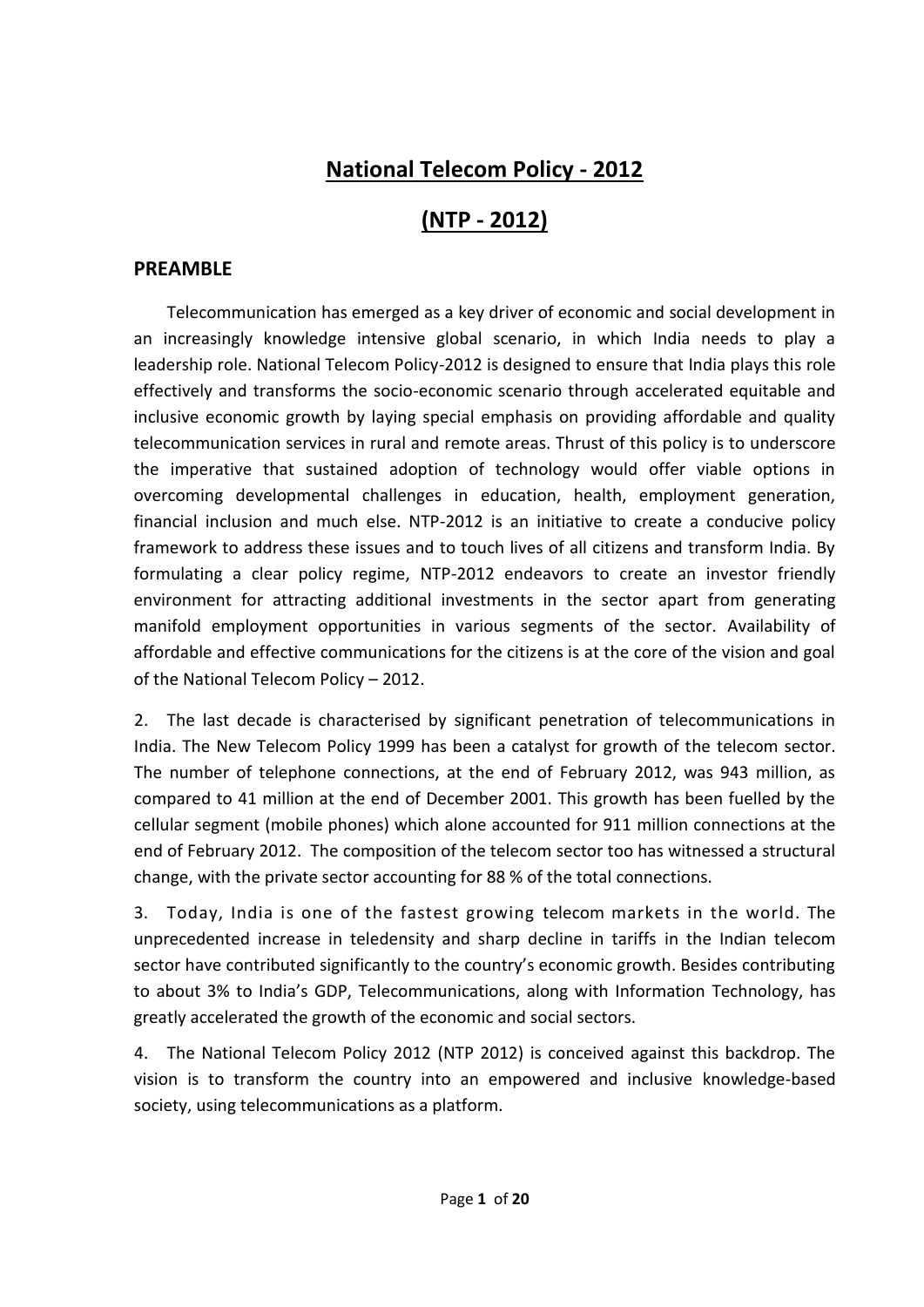# National Telecom Policy - 2012

# (NTP - 2012)

## PREAMBLE

Telecommunication has emerged as a key driver of economic and social development in an increasingly knowledge intensive global scenario, in which India needs to play a leadership role. National Telecom Policy-2012 is designed to ensure that India plays this role effectively and transforms the socio-economic scenario through accelerated equitable and inclusive economic growth by laying special emphasis on providing affordable and quality telecommunication services in rural and remote areas. Thrust of this policy is to underscore the imperative that sustained adoption of technology would offer viable options in overcoming developmental challenges in education, health, employment generation, financial inclusion and much else. NTP-2012 is an initiative to create a conducive policy framework to address these issues and to touch lives of all citizens and transform India. By formulating a clear policy regime, NTP-2012 endeavors to create an investor friendly environment for attracting additional investments in the sector apart from generating manifold employment opportunities in various segments of the sector. Availability of affordable and effective communications for the citizens is at the core of the vision and goal of the National Telecom Policy – 2012.

2. The last decade is characterised by significant penetration of telecommunications in India. The New Telecom Policy 1999 has been a catalyst for growth of the telecom sector. The number of telephone connections, at the end of February 2012, was 943 million, as compared to 41 million at the end of December 2001. This growth has been fuelled by the cellular segment (mobile phones) which alone accounted for 911 million connections at the end of February 2012. The composition of the telecom sector too has witnessed a structural change, with the private sector accounting for 88 % of the total connections.

3. Today, India is one of the fastest growing telecom markets in the world. The unprecedented increase in teledensity and sharp decline in tariffs in the Indian telecom sector have contributed significantly to the country's economic growth. Besides contributing to about 3% to India's GDP, Telecommunications, along with Information Technology, has greatly accelerated the growth of the economic and social sectors.

4. The National Telecom Policy 2012 (NTP 2012) is conceived against this backdrop. The vision is to transform the country into an empowered and inclusive knowledge-based society, using telecommunications as a platform.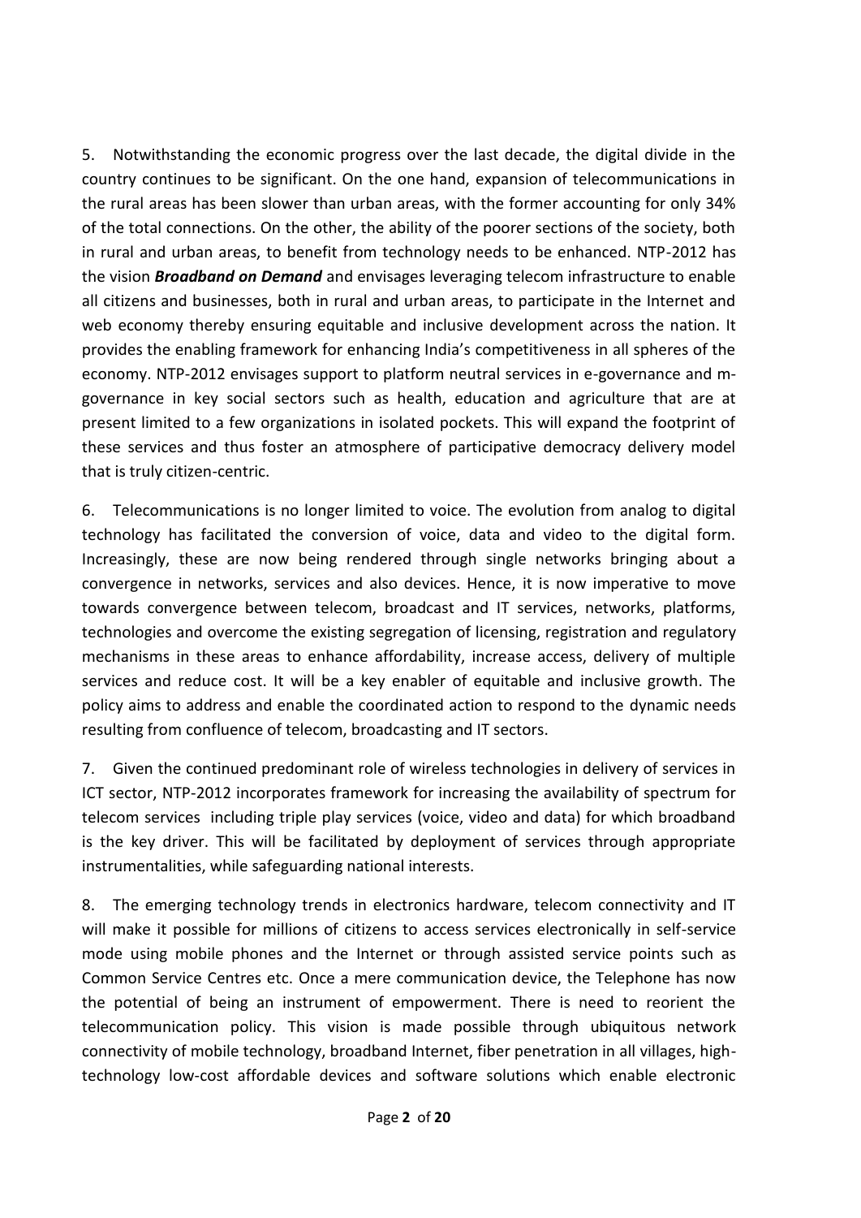5. Notwithstanding the economic progress over the last decade, the digital divide in the country continues to be significant. On the one hand, expansion of telecommunications in the rural areas has been slower than urban areas, with the former accounting for only 34% of the total connections. On the other, the ability of the poorer sections of the society, both in rural and urban areas, to benefit from technology needs to be enhanced. NTP-2012 has the vision ***Broadband on Demand*** and envisages leveraging telecom infrastructure to enable all citizens and businesses, both in rural and urban areas, to participate in the Internet and web economy thereby ensuring equitable and inclusive development across the nation. It provides the enabling framework for enhancing India's competitiveness in all spheres of the economy. NTP-2012 envisages support to platform neutral services in e-governance and m-governance in key social sectors such as health, education and agriculture that are at present limited to a few organizations in isolated pockets. This will expand the footprint of these services and thus foster an atmosphere of participative democracy delivery model that is truly citizen-centric.

6. Telecommunications is no longer limited to voice. The evolution from analog to digital technology has facilitated the conversion of voice, data and video to the digital form. Increasingly, these are now being rendered through single networks bringing about a convergence in networks, services and also devices. Hence, it is now imperative to move towards convergence between telecom, broadcast and IT services, networks, platforms, technologies and overcome the existing segregation of licensing, registration and regulatory mechanisms in these areas to enhance affordability, increase access, delivery of multiple services and reduce cost. It will be a key enabler of equitable and inclusive growth. The policy aims to address and enable the coordinated action to respond to the dynamic needs resulting from confluence of telecom, broadcasting and IT sectors.

7. Given the continued predominant role of wireless technologies in delivery of services in ICT sector, NTP-2012 incorporates framework for increasing the availability of spectrum for telecom services including triple play services (voice, video and data) for which broadband is the key driver. This will be facilitated by deployment of services through appropriate instrumentalities, while safeguarding national interests.

8. The emerging technology trends in electronics hardware, telecom connectivity and IT will make it possible for millions of citizens to access services electronically in self-service mode using mobile phones and the Internet or through assisted service points such as Common Service Centres etc. Once a mere communication device, the Telephone has now the potential of being an instrument of empowerment. There is need to reorient the telecommunication policy. This vision is made possible through ubiquitous network connectivity of mobile technology, broadband Internet, fiber penetration in all villages, high-technology low-cost affordable devices and software solutions which enable electronic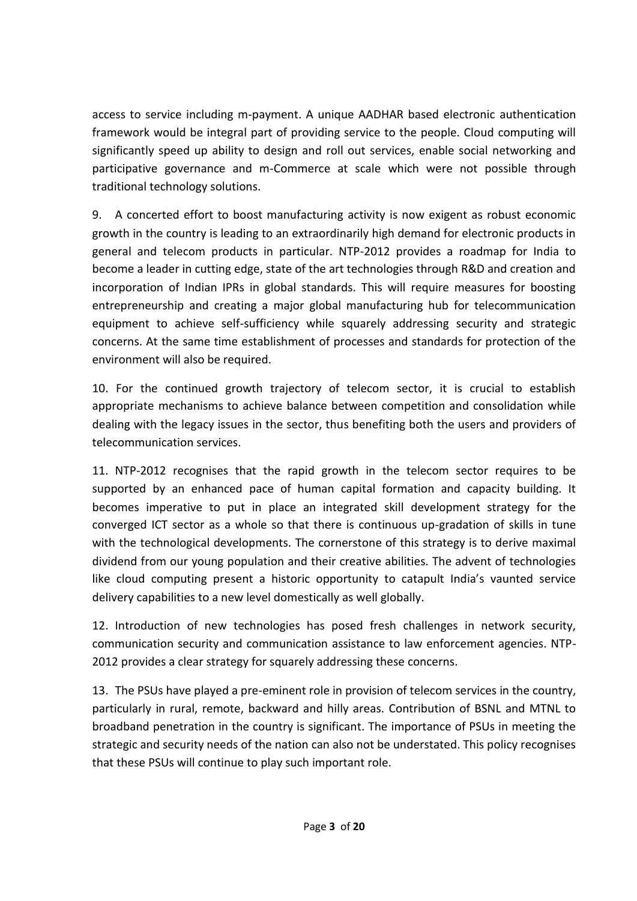access to service including m-payment. A unique AADHAR based electronic authentication framework would be integral part of providing service to the people. Cloud computing will significantly speed up ability to design and roll out services, enable social networking and participative governance and m-Commerce at scale which were not possible through traditional technology solutions.

9. A concerted effort to boost manufacturing activity is now exigent as robust economic growth in the country is leading to an extraordinarily high demand for electronic products in general and telecom products in particular. NTP-2012 provides a roadmap for India to become a leader in cutting edge, state of the art technologies through R&D and creation and incorporation of Indian IPRs in global standards. This will require measures for boosting entrepreneurship and creating a major global manufacturing hub for telecommunication equipment to achieve self-sufficiency while squarely addressing security and strategic concerns. At the same time establishment of processes and standards for protection of the environment will also be required.

10. For the continued growth trajectory of telecom sector, it is crucial to establish appropriate mechanisms to achieve balance between competition and consolidation while dealing with the legacy issues in the sector, thus benefiting both the users and providers of telecommunication services.

11. NTP-2012 recognises that the rapid growth in the telecom sector requires to be supported by an enhanced pace of human capital formation and capacity building. It becomes imperative to put in place an integrated skill development strategy for the converged ICT sector as a whole so that there is continuous up-gradation of skills in tune with the technological developments. The cornerstone of this strategy is to derive maximal dividend from our young population and their creative abilities. The advent of technologies like cloud computing present a historic opportunity to catapult India's vaunted service delivery capabilities to a new level domestically as well globally.

12. Introduction of new technologies has posed fresh challenges in network security, communication security and communication assistance to law enforcement agencies. NTP-2012 provides a clear strategy for squarely addressing these concerns.

13. The PSUs have played a pre-eminent role in provision of telecom services in the country, particularly in rural, remote, backward and hilly areas. Contribution of BSNL and MTNL to broadband penetration in the country is significant. The importance of PSUs in meeting the strategic and security needs of the nation can also not be understated. This policy recognises that these PSUs will continue to play such important role.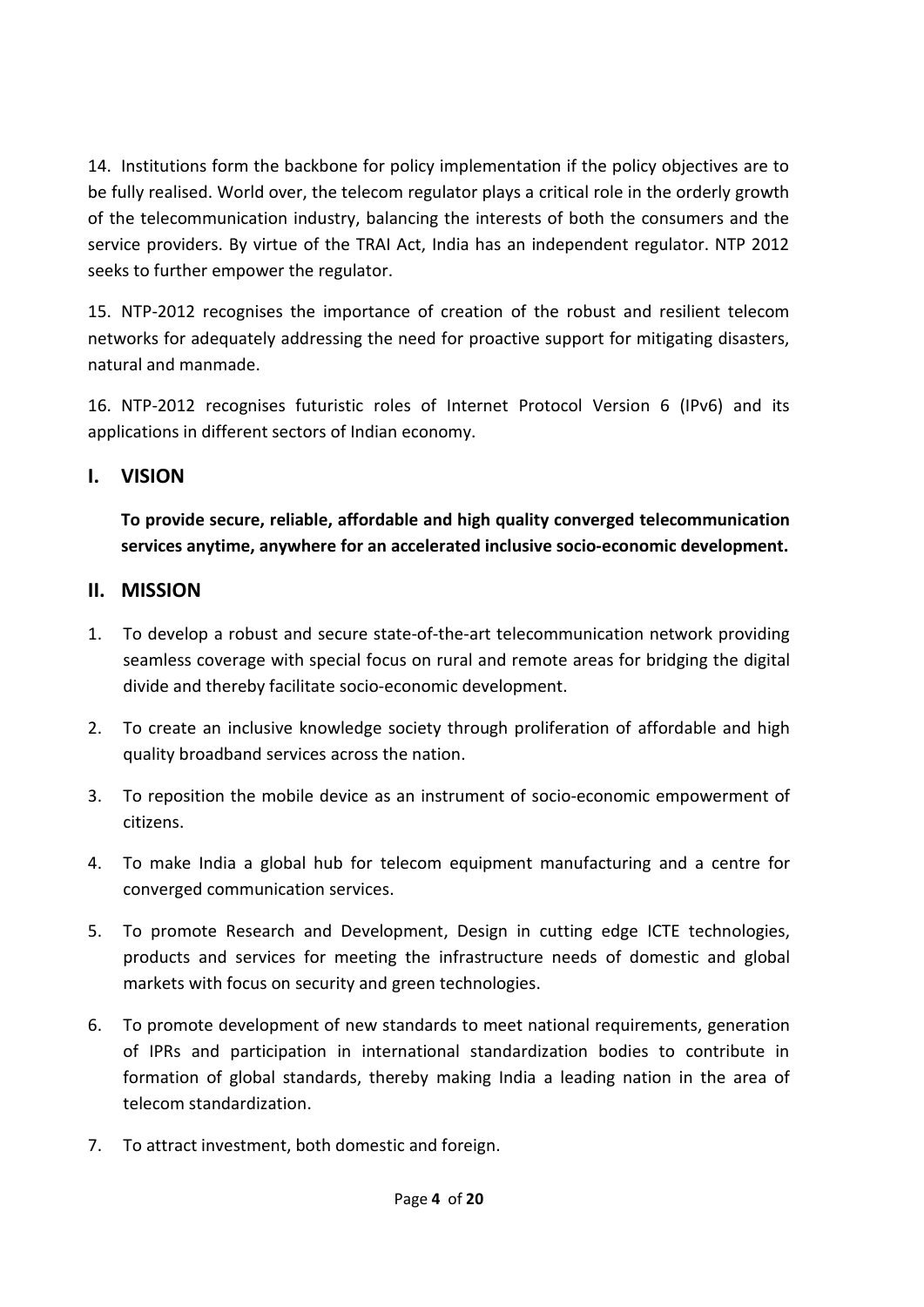14. Institutions form the backbone for policy implementation if the policy objectives are to be fully realised. World over, the telecom regulator plays a critical role in the orderly growth of the telecommunication industry, balancing the interests of both the consumers and the service providers. By virtue of the TRAI Act, India has an independent regulator. NTP 2012 seeks to further empower the regulator.

15. NTP-2012 recognises the importance of creation of the robust and resilient telecom networks for adequately addressing the need for proactive support for mitigating disasters, natural and manmade.

16. NTP-2012 recognises futuristic roles of Internet Protocol Version 6 (IPv6) and its applications in different sectors of Indian economy.

## I. VISION

**To provide secure, reliable, affordable and high quality converged telecommunication services anytime, anywhere for an accelerated inclusive socio-economic development.**

## II. MISSION

1. To develop a robust and secure state-of-the-art telecommunication network providing seamless coverage with special focus on rural and remote areas for bridging the digital divide and thereby facilitate socio-economic development.
2. To create an inclusive knowledge society through proliferation of affordable and high quality broadband services across the nation.
3. To reposition the mobile device as an instrument of socio-economic empowerment of citizens.
4. To make India a global hub for telecom equipment manufacturing and a centre for converged communication services.
5. To promote Research and Development, Design in cutting edge ICTE technologies, products and services for meeting the infrastructure needs of domestic and global markets with focus on security and green technologies.
6. To promote development of new standards to meet national requirements, generation of IPRs and participation in international standardization bodies to contribute in formation of global standards, thereby making India a leading nation in the area of telecom standardization.
7. To attract investment, both domestic and foreign.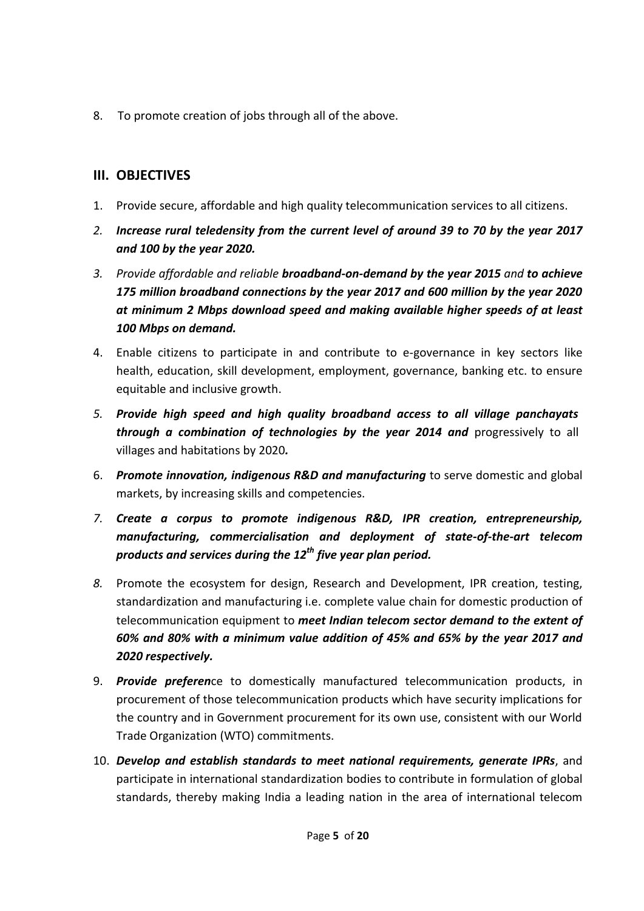8. To promote creation of jobs through all of the above.

## III. OBJECTIVES

1. Provide secure, affordable and high quality telecommunication services to all citizens.
2. ***Increase rural teledensity from the current level of around 39 to 70 by the year 2017 and 100 by the year 2020.***
3. *Provide affordable and reliable* ***broadband-on-demand by the year 2015*** *and* ***to achieve 175 million broadband connections by the year 2017 and 600 million by the year 2020 at minimum 2 Mbps download speed and making available higher speeds of at least 100 Mbps on demand.***
4. Enable citizens to participate in and contribute to e-governance in key sectors like health, education, skill development, employment, governance, banking etc. to ensure equitable and inclusive growth.
5. ***Provide high speed and high quality broadband access to all village panchayats through a combination of technologies by the year 2014 and*** progressively to all villages and habitations by 2020***.***
6. ***Promote innovation, indigenous R&D and manufacturing*** to serve domestic and global markets, by increasing skills and competencies.
7. ***Create a corpus to promote indigenous R&D, IPR creation, entrepreneurship, manufacturing, commercialisation and deployment of state-of-the-art telecom products and services during the 12th five year plan period.***
8. Promote the ecosystem for design, Research and Development, IPR creation, testing, standardization and manufacturing i.e. complete value chain for domestic production of telecommunication equipment to ***meet Indian telecom sector demand to the extent of 60% and 80% with a minimum value addition of 45% and 65% by the year 2017 and 2020 respectively.***
9. ***Provide preferen***ce to domestically manufactured telecommunication products, in procurement of those telecommunication products which have security implications for the country and in Government procurement for its own use, consistent with our World Trade Organization (WTO) commitments.
10. ***Develop and establish standards to meet national requirements, generate IPRs***, and participate in international standardization bodies to contribute in formulation of global standards, thereby making India a leading nation in the area of international telecom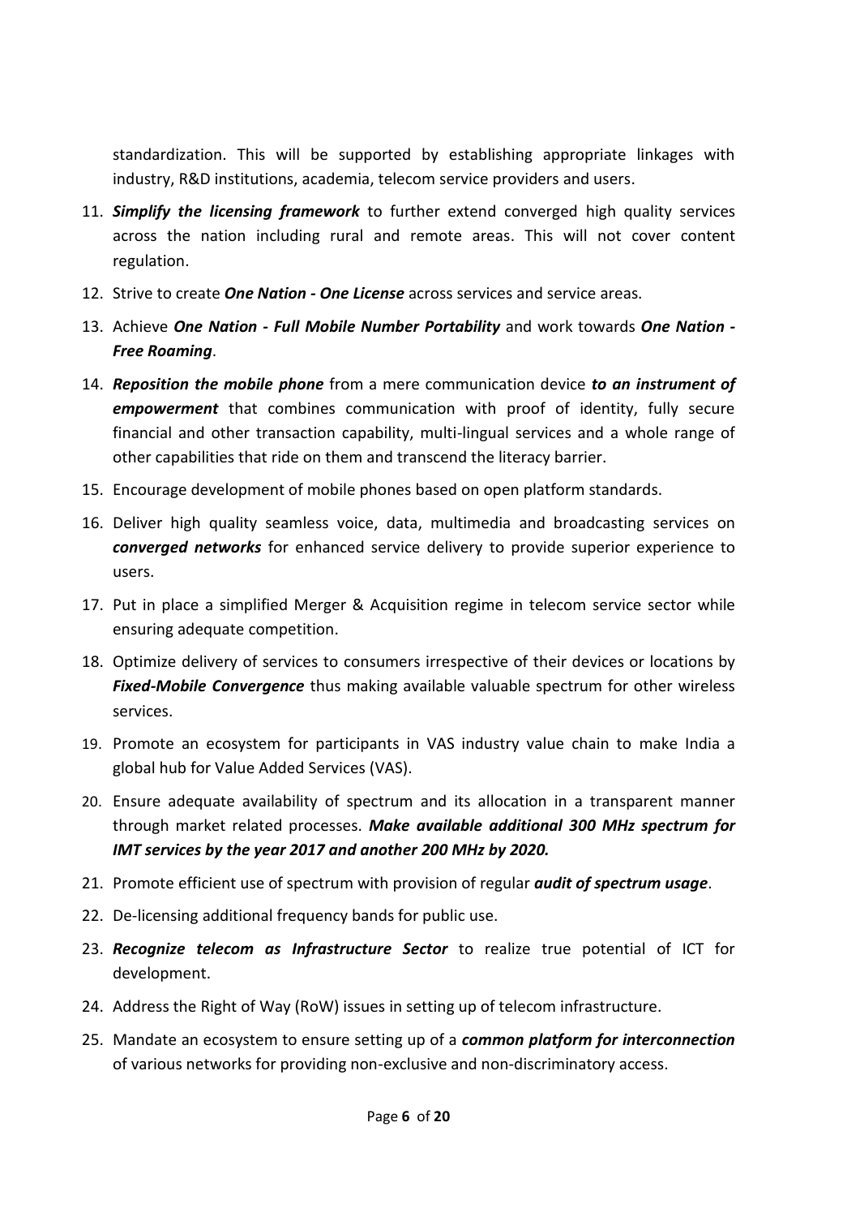standardization. This will be supported by establishing appropriate linkages with industry, R&D institutions, academia, telecom service providers and users.

11. ***Simplify the licensing framework*** to further extend converged high quality services across the nation including rural and remote areas. This will not cover content regulation.
12. Strive to create ***One Nation - One License*** across services and service areas.
13. Achieve ***One Nation - Full Mobile Number Portability*** and work towards ***One Nation - Free Roaming***.
14. ***Reposition the mobile phone*** from a mere communication device ***to an instrument of empowerment*** that combines communication with proof of identity, fully secure financial and other transaction capability, multi-lingual services and a whole range of other capabilities that ride on them and transcend the literacy barrier.
15. Encourage development of mobile phones based on open platform standards.
16. Deliver high quality seamless voice, data, multimedia and broadcasting services on ***converged networks*** for enhanced service delivery to provide superior experience to users.
17. Put in place a simplified Merger & Acquisition regime in telecom service sector while ensuring adequate competition.
18. Optimize delivery of services to consumers irrespective of their devices or locations by ***Fixed-Mobile Convergence*** thus making available valuable spectrum for other wireless services.
19. Promote an ecosystem for participants in VAS industry value chain to make India a global hub for Value Added Services (VAS).
20. Ensure adequate availability of spectrum and its allocation in a transparent manner through market related processes. ***Make available additional 300 MHz spectrum for IMT services by the year 2017 and another 200 MHz by 2020.***
21. Promote efficient use of spectrum with provision of regular ***audit of spectrum usage***.
22. De-licensing additional frequency bands for public use.
23. ***Recognize telecom as Infrastructure Sector*** to realize true potential of ICT for development.
24. Address the Right of Way (RoW) issues in setting up of telecom infrastructure.
25. Mandate an ecosystem to ensure setting up of a ***common platform for interconnection*** of various networks for providing non-exclusive and non-discriminatory access.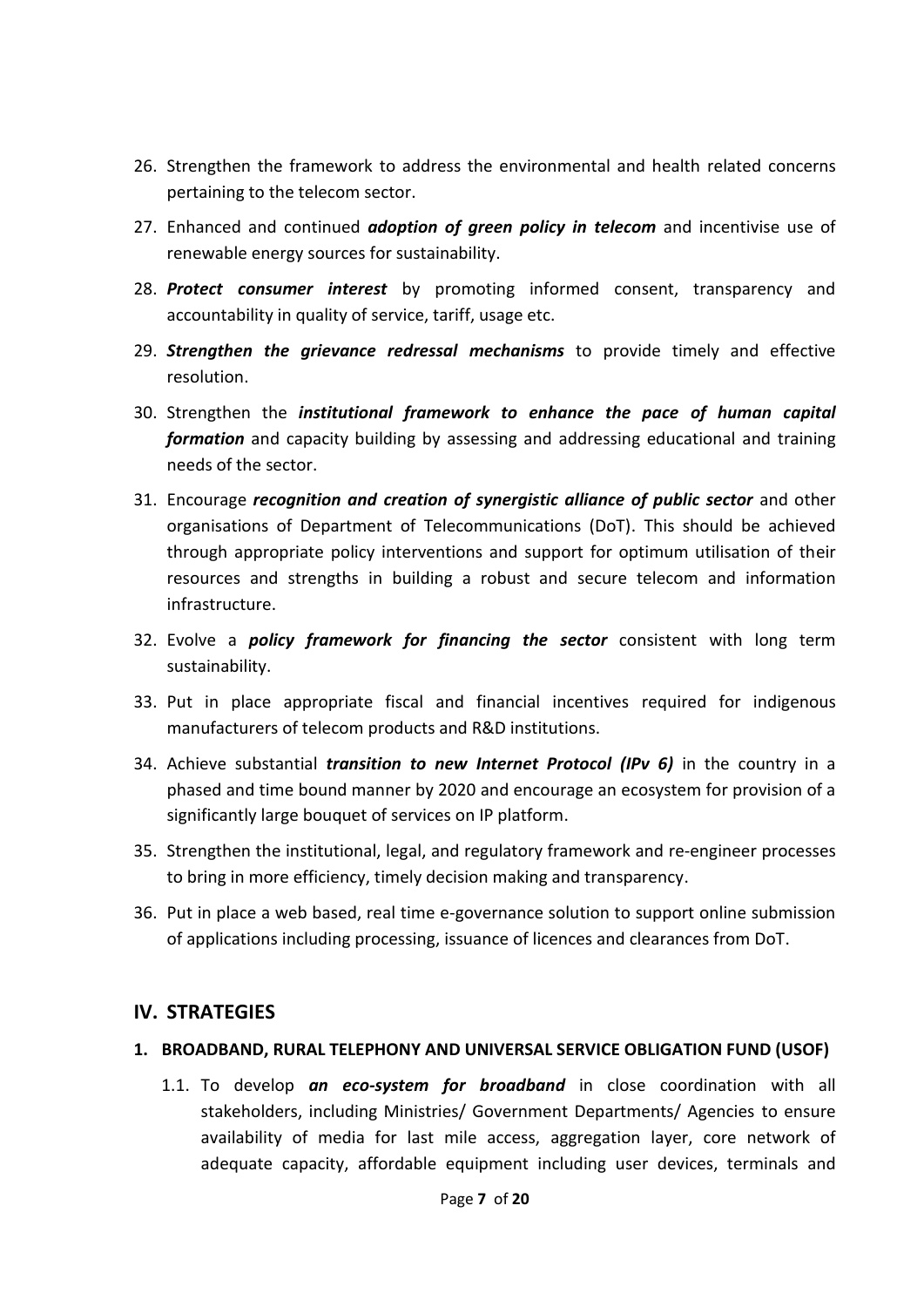26. Strengthen the framework to address the environmental and health related concerns pertaining to the telecom sector.
27. Enhanced and continued ***adoption of green policy in telecom*** and incentivise use of renewable energy sources for sustainability.
28. ***Protect consumer interest*** by promoting informed consent, transparency and accountability in quality of service, tariff, usage etc.
29. ***Strengthen the grievance redressal mechanisms*** to provide timely and effective resolution.
30. Strengthen the ***institutional framework to enhance the pace of human capital formation*** and capacity building by assessing and addressing educational and training needs of the sector.
31. Encourage ***recognition and creation of synergistic alliance of public sector*** and other organisations of Department of Telecommunications (DoT). This should be achieved through appropriate policy interventions and support for optimum utilisation of their resources and strengths in building a robust and secure telecom and information infrastructure.
32. Evolve a ***policy framework for financing the sector*** consistent with long term sustainability.
33. Put in place appropriate fiscal and financial incentives required for indigenous manufacturers of telecom products and R&D institutions.
34. Achieve substantial ***transition to new Internet Protocol (IPv 6)*** in the country in a phased and time bound manner by 2020 and encourage an ecosystem for provision of a significantly large bouquet of services on IP platform.
35. Strengthen the institutional, legal, and regulatory framework and re-engineer processes to bring in more efficiency, timely decision making and transparency.
36. Put in place a web based, real time e-governance solution to support online submission of applications including processing, issuance of licences and clearances from DoT.

## IV. STRATEGIES

### 1. BROADBAND, RURAL TELEPHONY AND UNIVERSAL SERVICE OBLIGATION FUND (USOF)

1.1. To develop ***an eco-system for broadband*** in close coordination with all stakeholders, including Ministries/ Government Departments/ Agencies to ensure availability of media for last mile access, aggregation layer, core network of adequate capacity, affordable equipment including user devices, terminals and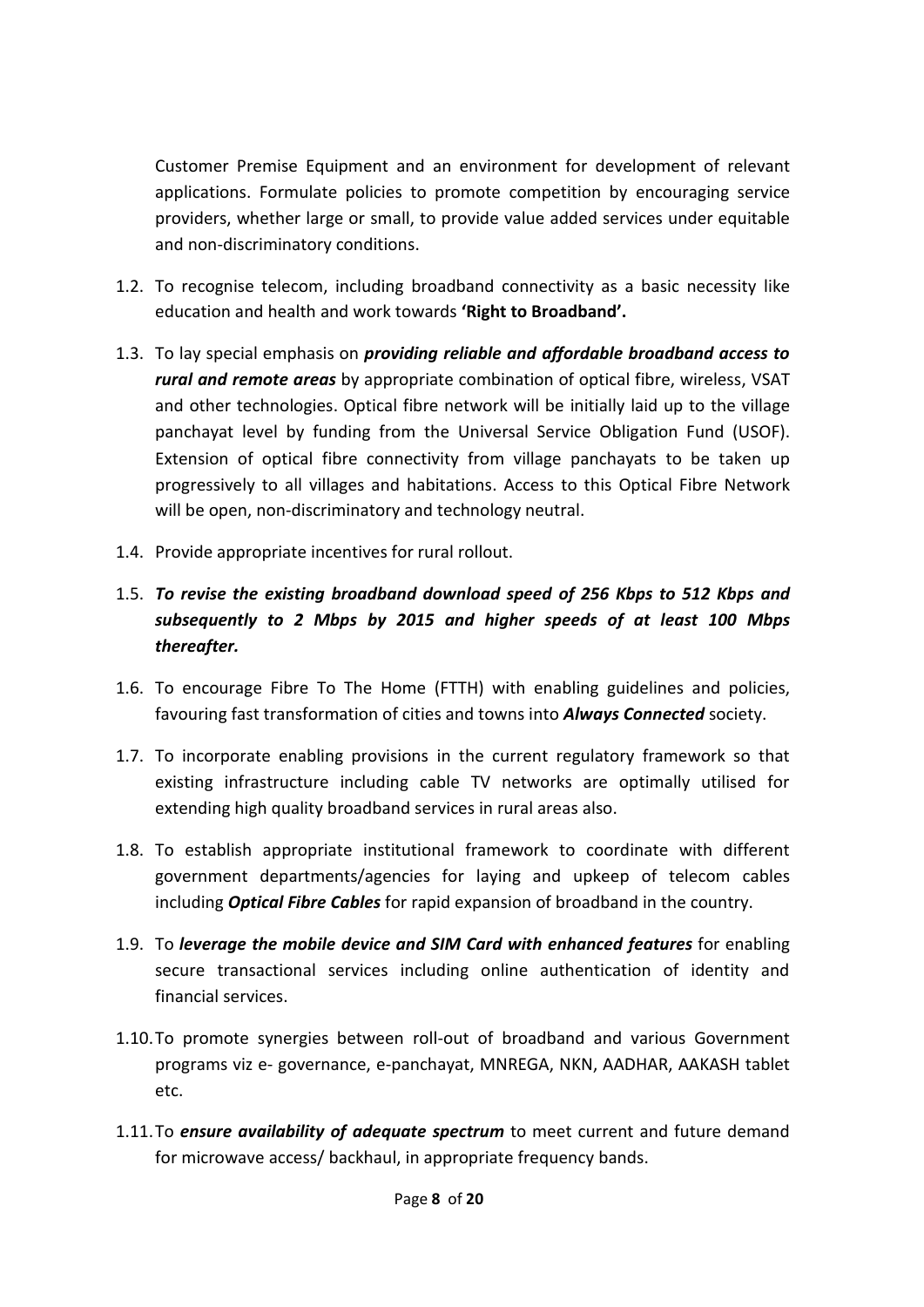Customer Premise Equipment and an environment for development of relevant applications. Formulate policies to promote competition by encouraging service providers, whether large or small, to provide value added services under equitable and non-discriminatory conditions.

1.2. To recognise telecom, including broadband connectivity as a basic necessity like education and health and work towards **'Right to Broadband'.**

1.3. To lay special emphasis on ***providing reliable and affordable broadband access to rural and remote areas*** by appropriate combination of optical fibre, wireless, VSAT and other technologies. Optical fibre network will be initially laid up to the village panchayat level by funding from the Universal Service Obligation Fund (USOF). Extension of optical fibre connectivity from village panchayats to be taken up progressively to all villages and habitations. Access to this Optical Fibre Network will be open, non-discriminatory and technology neutral.

1.4. Provide appropriate incentives for rural rollout.

1.5. ***To revise the existing broadband download speed of 256 Kbps to 512 Kbps and subsequently to 2 Mbps by 2015 and higher speeds of at least 100 Mbps thereafter.***

1.6. To encourage Fibre To The Home (FTTH) with enabling guidelines and policies, favouring fast transformation of cities and towns into ***Always Connected*** society.

1.7. To incorporate enabling provisions in the current regulatory framework so that existing infrastructure including cable TV networks are optimally utilised for extending high quality broadband services in rural areas also.

1.8. To establish appropriate institutional framework to coordinate with different government departments/agencies for laying and upkeep of telecom cables including ***Optical Fibre Cables*** for rapid expansion of broadband in the country.

1.9. To ***leverage the mobile device and SIM Card with enhanced features*** for enabling secure transactional services including online authentication of identity and financial services.

1.10. To promote synergies between roll-out of broadband and various Government programs viz e- governance, e-panchayat, MNREGA, NKN, AADHAR, AAKASH tablet etc.

1.11. To ***ensure availability of adequate spectrum*** to meet current and future demand for microwave access/ backhaul, in appropriate frequency bands.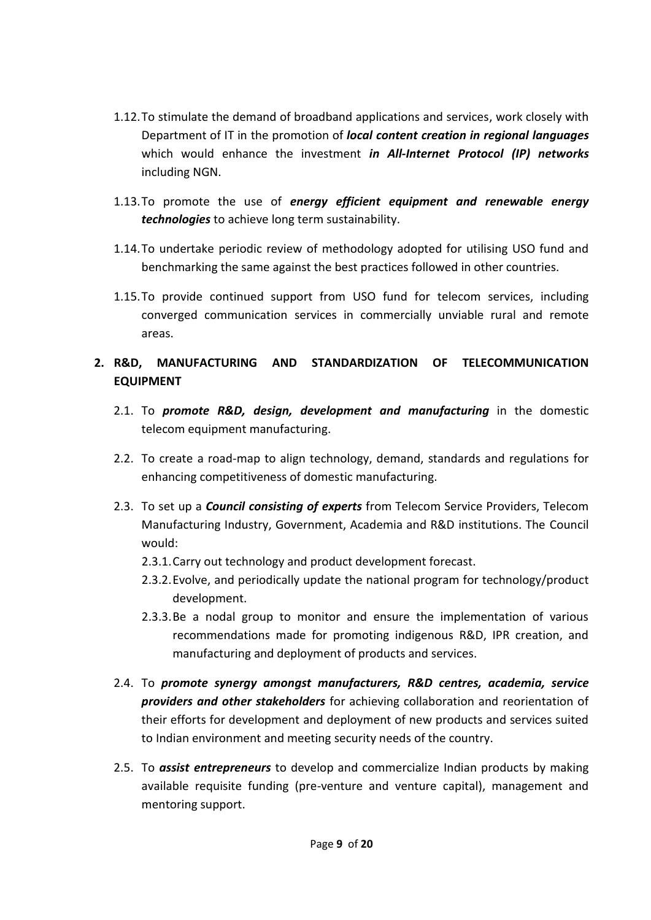1.12. To stimulate the demand of broadband applications and services, work closely with Department of IT in the promotion of ***local content creation in regional languages*** which would enhance the investment ***in All-Internet Protocol (IP) networks*** including NGN.

1.13. To promote the use of ***energy efficient equipment and renewable energy technologies*** to achieve long term sustainability.

1.14. To undertake periodic review of methodology adopted for utilising USO fund and benchmarking the same against the best practices followed in other countries.

1.15. To provide continued support from USO fund for telecom services, including converged communication services in commercially unviable rural and remote areas.

## 2. R&D, MANUFACTURING AND STANDARDIZATION OF TELECOMMUNICATION EQUIPMENT

2.1. To ***promote R&D, design, development and manufacturing*** in the domestic telecom equipment manufacturing.

2.2. To create a road-map to align technology, demand, standards and regulations for enhancing competitiveness of domestic manufacturing.

2.3. To set up a ***Council consisting of experts*** from Telecom Service Providers, Telecom Manufacturing Industry, Government, Academia and R&D institutions. The Council would:

- 2.3.1. Carry out technology and product development forecast.
- 2.3.2. Evolve, and periodically update the national program for technology/product development.
- 2.3.3. Be a nodal group to monitor and ensure the implementation of various recommendations made for promoting indigenous R&D, IPR creation, and manufacturing and deployment of products and services.

2.4. To ***promote synergy amongst manufacturers, R&D centres, academia, service providers and other stakeholders*** for achieving collaboration and reorientation of their efforts for development and deployment of new products and services suited to Indian environment and meeting security needs of the country.

2.5. To ***assist entrepreneurs*** to develop and commercialize Indian products by making available requisite funding (pre-venture and venture capital), management and mentoring support.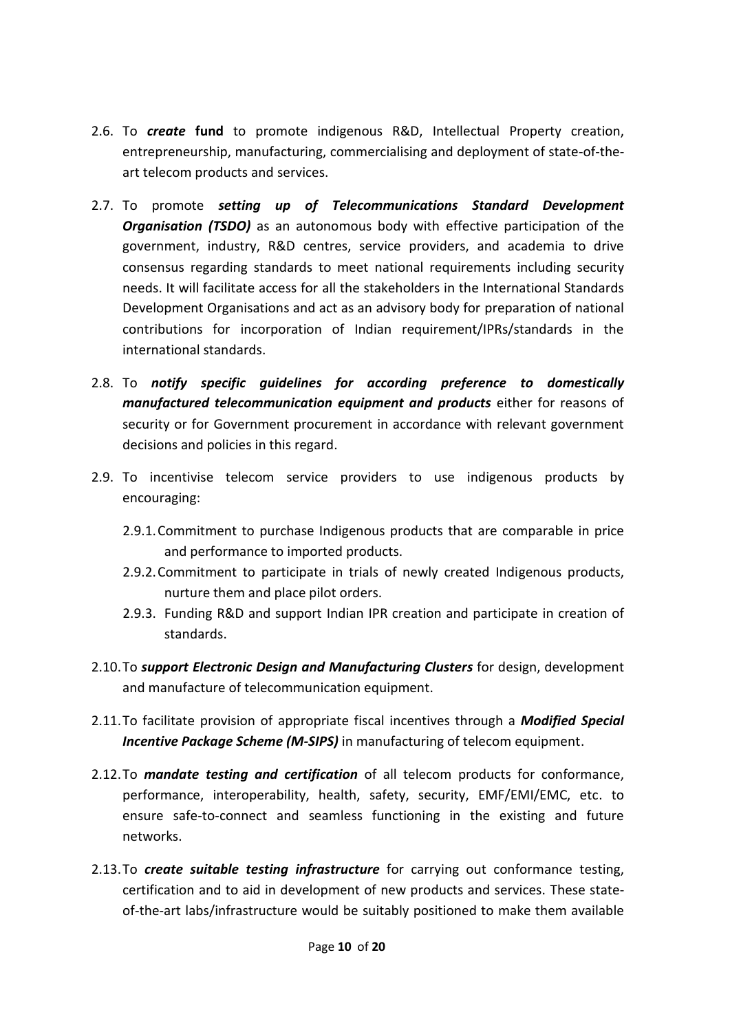2.6. To ***create* fund** to promote indigenous R&D, Intellectual Property creation, entrepreneurship, manufacturing, commercialising and deployment of state-of-the-art telecom products and services.

2.7. To promote ***setting up of Telecommunications Standard Development Organisation (TSDO)*** as an autonomous body with effective participation of the government, industry, R&D centres, service providers, and academia to drive consensus regarding standards to meet national requirements including security needs. It will facilitate access for all the stakeholders in the International Standards Development Organisations and act as an advisory body for preparation of national contributions for incorporation of Indian requirement/IPRs/standards in the international standards.

2.8. To ***notify specific guidelines for according preference to domestically manufactured telecommunication equipment and products*** either for reasons of security or for Government procurement in accordance with relevant government decisions and policies in this regard.

2.9. To incentivise telecom service providers to use indigenous products by encouraging:

   2.9.1. Commitment to purchase Indigenous products that are comparable in price and performance to imported products.

   2.9.2. Commitment to participate in trials of newly created Indigenous products, nurture them and place pilot orders.

   2.9.3. Funding R&D and support Indian IPR creation and participate in creation of standards.

2.10. To ***support Electronic Design and Manufacturing Clusters*** for design, development and manufacture of telecommunication equipment.

2.11. To facilitate provision of appropriate fiscal incentives through a ***Modified Special Incentive Package Scheme (M-SIPS)*** in manufacturing of telecom equipment.

2.12. To ***mandate testing and certification*** of all telecom products for conformance, performance, interoperability, health, safety, security, EMF/EMI/EMC, etc. to ensure safe-to-connect and seamless functioning in the existing and future networks.

2.13. To ***create suitable testing infrastructure*** for carrying out conformance testing, certification and to aid in development of new products and services. These state-of-the-art labs/infrastructure would be suitably positioned to make them available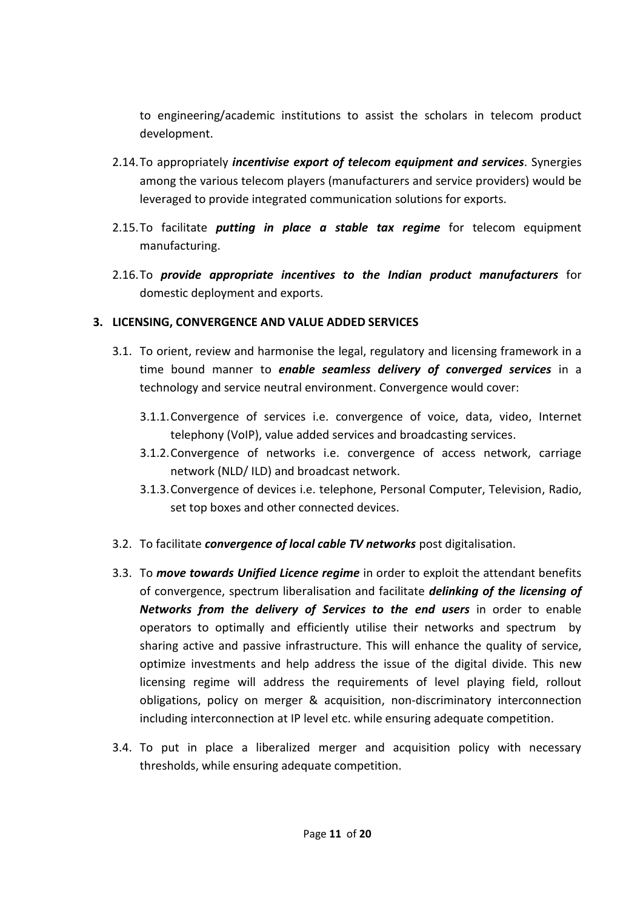to engineering/academic institutions to assist the scholars in telecom product development.

2.14. To appropriately ***incentivise export of telecom equipment and services***. Synergies among the various telecom players (manufacturers and service providers) would be leveraged to provide integrated communication solutions for exports.

2.15. To facilitate ***putting in place a stable tax regime*** for telecom equipment manufacturing.

2.16. To ***provide appropriate incentives to the Indian product manufacturers*** for domestic deployment and exports.

## 3. LICENSING, CONVERGENCE AND VALUE ADDED SERVICES

3.1. To orient, review and harmonise the legal, regulatory and licensing framework in a time bound manner to ***enable seamless delivery of converged services*** in a technology and service neutral environment. Convergence would cover:

3.1.1. Convergence of services i.e. convergence of voice, data, video, Internet telephony (VoIP), value added services and broadcasting services.

3.1.2. Convergence of networks i.e. convergence of access network, carriage network (NLD/ ILD) and broadcast network.

3.1.3. Convergence of devices i.e. telephone, Personal Computer, Television, Radio, set top boxes and other connected devices.

3.2. To facilitate ***convergence of local cable TV networks*** post digitalisation.

3.3. To ***move towards Unified Licence regime*** in order to exploit the attendant benefits of convergence, spectrum liberalisation and facilitate ***delinking of the licensing of Networks from the delivery of Services to the end users*** in order to enable operators to optimally and efficiently utilise their networks and spectrum by sharing active and passive infrastructure. This will enhance the quality of service, optimize investments and help address the issue of the digital divide. This new licensing regime will address the requirements of level playing field, rollout obligations, policy on merger & acquisition, non-discriminatory interconnection including interconnection at IP level etc. while ensuring adequate competition.

3.4. To put in place a liberalized merger and acquisition policy with necessary thresholds, while ensuring adequate competition.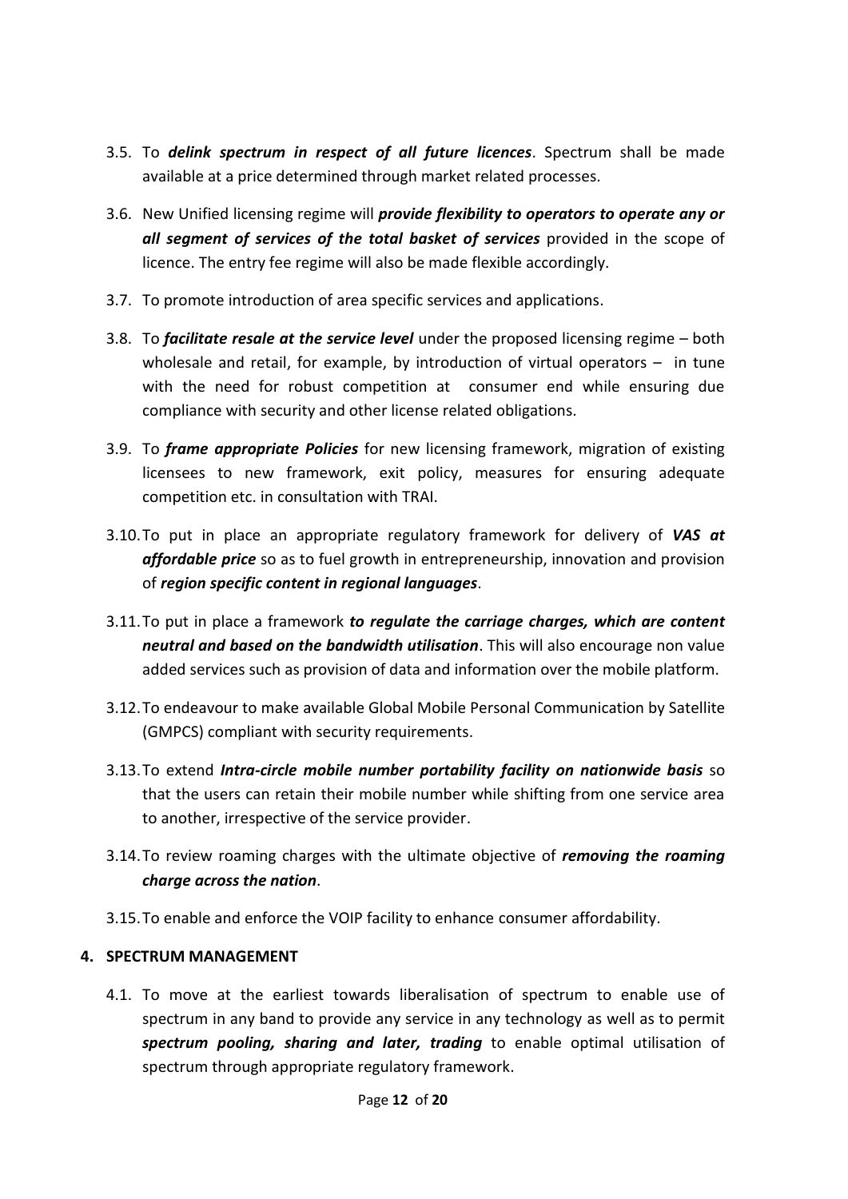3.5. To ***delink spectrum in respect of all future licences***. Spectrum shall be made available at a price determined through market related processes.

3.6. New Unified licensing regime will ***provide flexibility to operators to operate any or all segment of services of the total basket of services*** provided in the scope of licence. The entry fee regime will also be made flexible accordingly.

3.7. To promote introduction of area specific services and applications.

3.8. To ***facilitate resale at the service level*** under the proposed licensing regime – both wholesale and retail, for example, by introduction of virtual operators – in tune with the need for robust competition at consumer end while ensuring due compliance with security and other license related obligations.

3.9. To ***frame appropriate Policies*** for new licensing framework, migration of existing licensees to new framework, exit policy, measures for ensuring adequate competition etc. in consultation with TRAI.

3.10. To put in place an appropriate regulatory framework for delivery of ***VAS at affordable price*** so as to fuel growth in entrepreneurship, innovation and provision of ***region specific content in regional languages***.

3.11. To put in place a framework ***to regulate the carriage charges, which are content neutral and based on the bandwidth utilisation***. This will also encourage non value added services such as provision of data and information over the mobile platform.

3.12. To endeavour to make available Global Mobile Personal Communication by Satellite (GMPCS) compliant with security requirements.

3.13. To extend ***Intra-circle mobile number portability facility on nationwide basis*** so that the users can retain their mobile number while shifting from one service area to another, irrespective of the service provider.

3.14. To review roaming charges with the ultimate objective of ***removing the roaming charge across the nation***.

3.15. To enable and enforce the VOIP facility to enhance consumer affordability.

## 4. SPECTRUM MANAGEMENT

4.1. To move at the earliest towards liberalisation of spectrum to enable use of spectrum in any band to provide any service in any technology as well as to permit ***spectrum pooling, sharing and later, trading*** to enable optimal utilisation of spectrum through appropriate regulatory framework.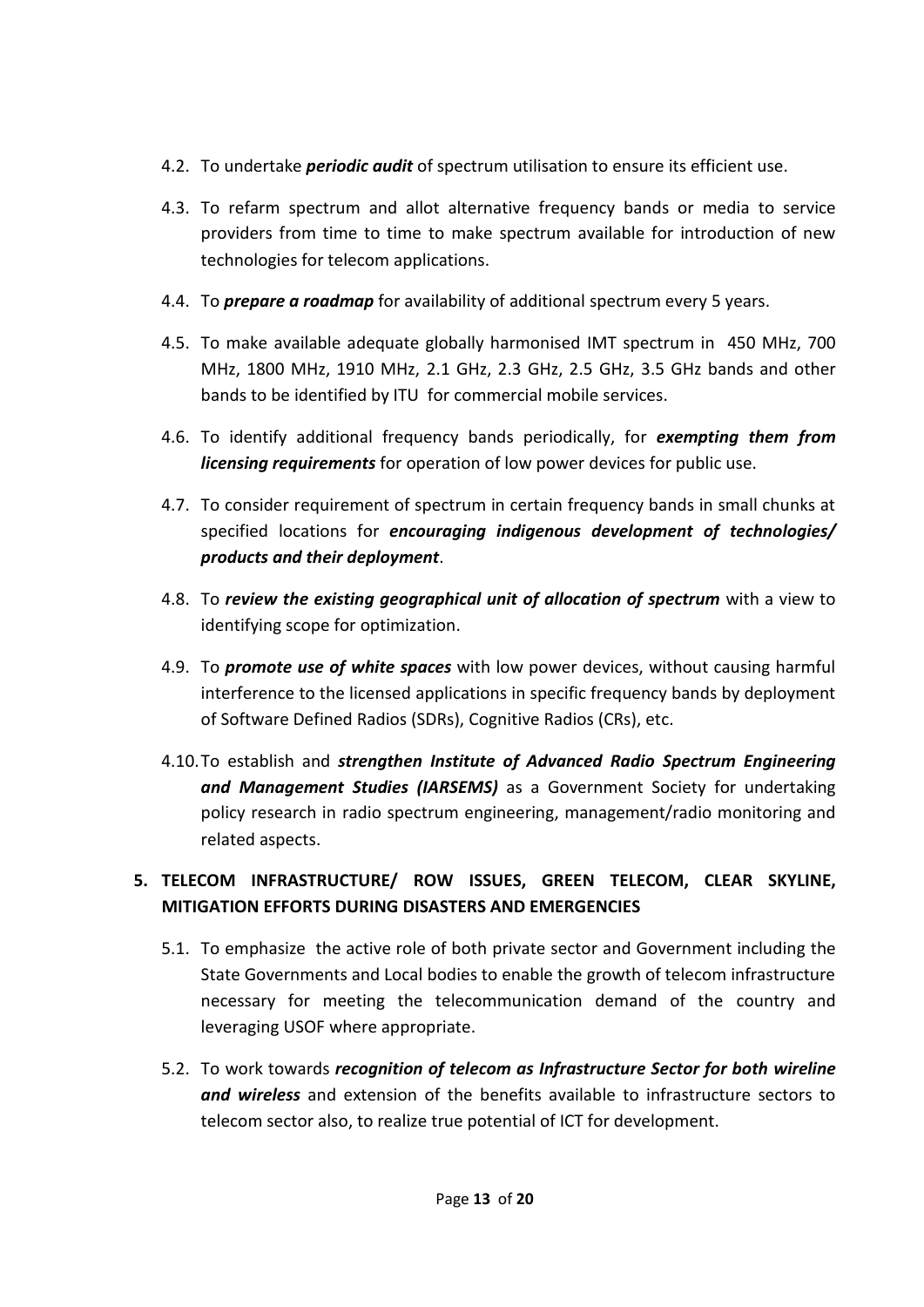4.2. To undertake ***periodic audit*** of spectrum utilisation to ensure its efficient use.

4.3. To refarm spectrum and allot alternative frequency bands or media to service providers from time to time to make spectrum available for introduction of new technologies for telecom applications.

4.4. To ***prepare a roadmap*** for availability of additional spectrum every 5 years.

4.5. To make available adequate globally harmonised IMT spectrum in 450 MHz, 700 MHz, 1800 MHz, 1910 MHz, 2.1 GHz, 2.3 GHz, 2.5 GHz, 3.5 GHz bands and other bands to be identified by ITU for commercial mobile services.

4.6. To identify additional frequency bands periodically, for ***exempting them from licensing requirements*** for operation of low power devices for public use.

4.7. To consider requirement of spectrum in certain frequency bands in small chunks at specified locations for ***encouraging indigenous development of technologies/ products and their deployment***.

4.8. To ***review the existing geographical unit of allocation of spectrum*** with a view to identifying scope for optimization.

4.9. To ***promote use of white spaces*** with low power devices, without causing harmful interference to the licensed applications in specific frequency bands by deployment of Software Defined Radios (SDRs), Cognitive Radios (CRs), etc.

4.10. To establish and ***strengthen Institute of Advanced Radio Spectrum Engineering and Management Studies (IARSEMS)*** as a Government Society for undertaking policy research in radio spectrum engineering, management/radio monitoring and related aspects.

## 5. TELECOM INFRASTRUCTURE/ ROW ISSUES, GREEN TELECOM, CLEAR SKYLINE, MITIGATION EFFORTS DURING DISASTERS AND EMERGENCIES

5.1. To emphasize the active role of both private sector and Government including the State Governments and Local bodies to enable the growth of telecom infrastructure necessary for meeting the telecommunication demand of the country and leveraging USOF where appropriate.

5.2. To work towards ***recognition of telecom as Infrastructure Sector for both wireline and wireless*** and extension of the benefits available to infrastructure sectors to telecom sector also, to realize true potential of ICT for development.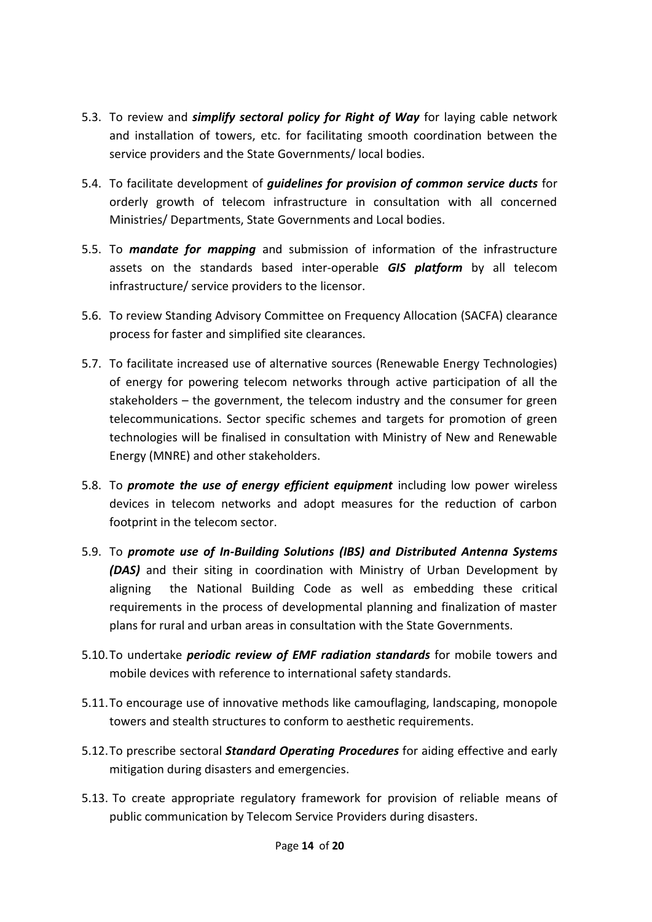5.3. To review and ***simplify sectoral policy for Right of Way*** for laying cable network and installation of towers, etc. for facilitating smooth coordination between the service providers and the State Governments/ local bodies.

5.4. To facilitate development of ***guidelines for provision of common service ducts*** for orderly growth of telecom infrastructure in consultation with all concerned Ministries/ Departments, State Governments and Local bodies.

5.5. To ***mandate for mapping*** and submission of information of the infrastructure assets on the standards based inter-operable ***GIS platform*** by all telecom infrastructure/ service providers to the licensor.

5.6. To review Standing Advisory Committee on Frequency Allocation (SACFA) clearance process for faster and simplified site clearances.

5.7. To facilitate increased use of alternative sources (Renewable Energy Technologies) of energy for powering telecom networks through active participation of all the stakeholders – the government, the telecom industry and the consumer for green telecommunications. Sector specific schemes and targets for promotion of green technologies will be finalised in consultation with Ministry of New and Renewable Energy (MNRE) and other stakeholders.

5.8. To ***promote the use of energy efficient equipment*** including low power wireless devices in telecom networks and adopt measures for the reduction of carbon footprint in the telecom sector.

5.9. To ***promote use of In-Building Solutions (IBS) and Distributed Antenna Systems (DAS)*** and their siting in coordination with Ministry of Urban Development by aligning the National Building Code as well as embedding these critical requirements in the process of developmental planning and finalization of master plans for rural and urban areas in consultation with the State Governments.

5.10. To undertake ***periodic review of EMF radiation standards*** for mobile towers and mobile devices with reference to international safety standards.

5.11. To encourage use of innovative methods like camouflaging, landscaping, monopole towers and stealth structures to conform to aesthetic requirements.

5.12. To prescribe sectoral ***Standard Operating Procedures*** for aiding effective and early mitigation during disasters and emergencies.

5.13. To create appropriate regulatory framework for provision of reliable means of public communication by Telecom Service Providers during disasters.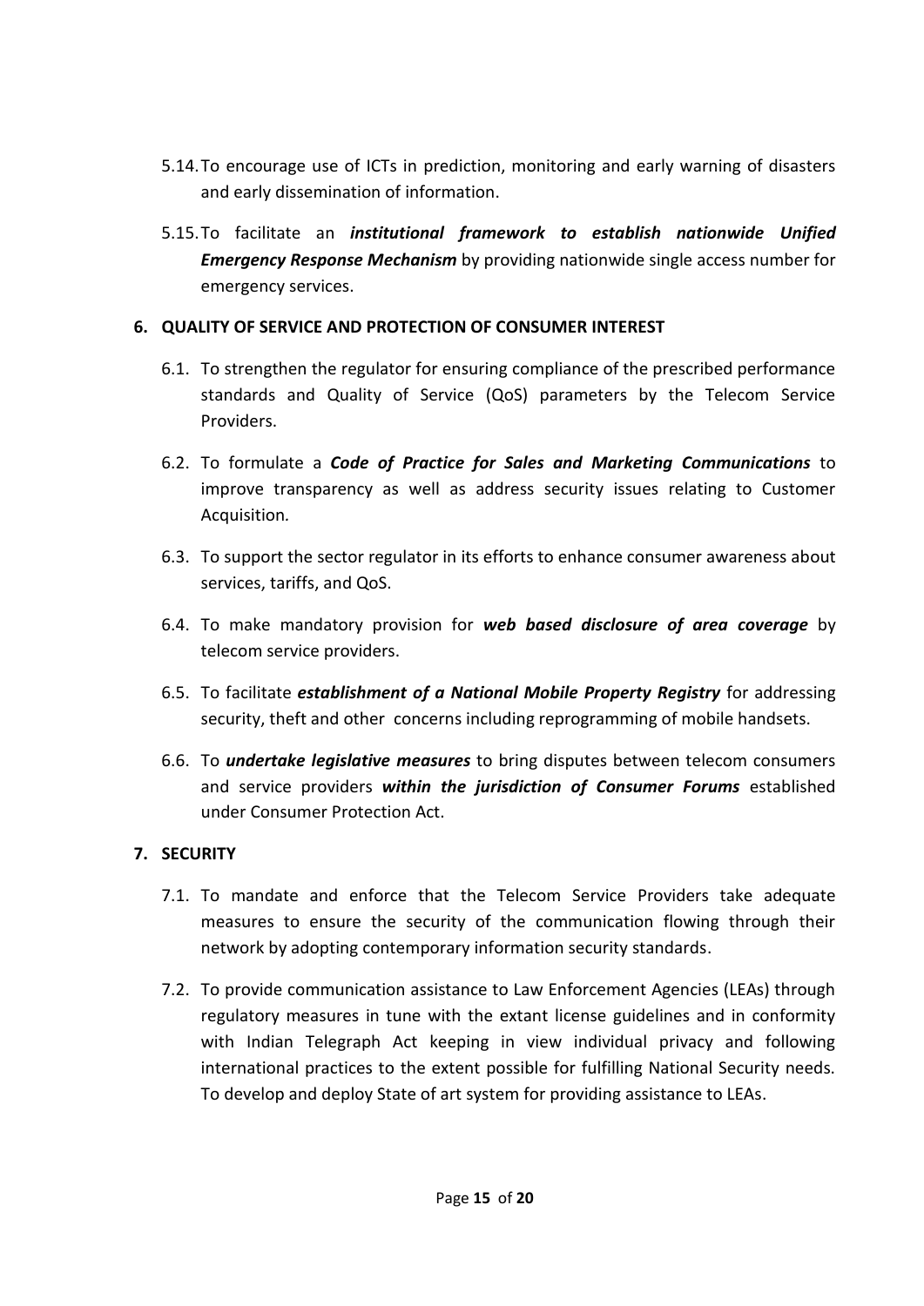5.14. To encourage use of ICTs in prediction, monitoring and early warning of disasters and early dissemination of information.

5.15. To facilitate an ***institutional framework to establish nationwide Unified Emergency Response Mechanism*** by providing nationwide single access number for emergency services.

## 6. QUALITY OF SERVICE AND PROTECTION OF CONSUMER INTEREST

6.1. To strengthen the regulator for ensuring compliance of the prescribed performance standards and Quality of Service (QoS) parameters by the Telecom Service Providers.

6.2. To formulate a ***Code of Practice for Sales and Marketing Communications*** to improve transparency as well as address security issues relating to Customer Acquisition.

6.3. To support the sector regulator in its efforts to enhance consumer awareness about services, tariffs, and QoS.

6.4. To make mandatory provision for ***web based disclosure of area coverage*** by telecom service providers.

6.5. To facilitate ***establishment of a National Mobile Property Registry*** for addressing security, theft and other concerns including reprogramming of mobile handsets.

6.6. To ***undertake legislative measures*** to bring disputes between telecom consumers and service providers ***within the jurisdiction of Consumer Forums*** established under Consumer Protection Act.

## 7. SECURITY

7.1. To mandate and enforce that the Telecom Service Providers take adequate measures to ensure the security of the communication flowing through their network by adopting contemporary information security standards.

7.2. To provide communication assistance to Law Enforcement Agencies (LEAs) through regulatory measures in tune with the extant license guidelines and in conformity with Indian Telegraph Act keeping in view individual privacy and following international practices to the extent possible for fulfilling National Security needs. To develop and deploy State of art system for providing assistance to LEAs.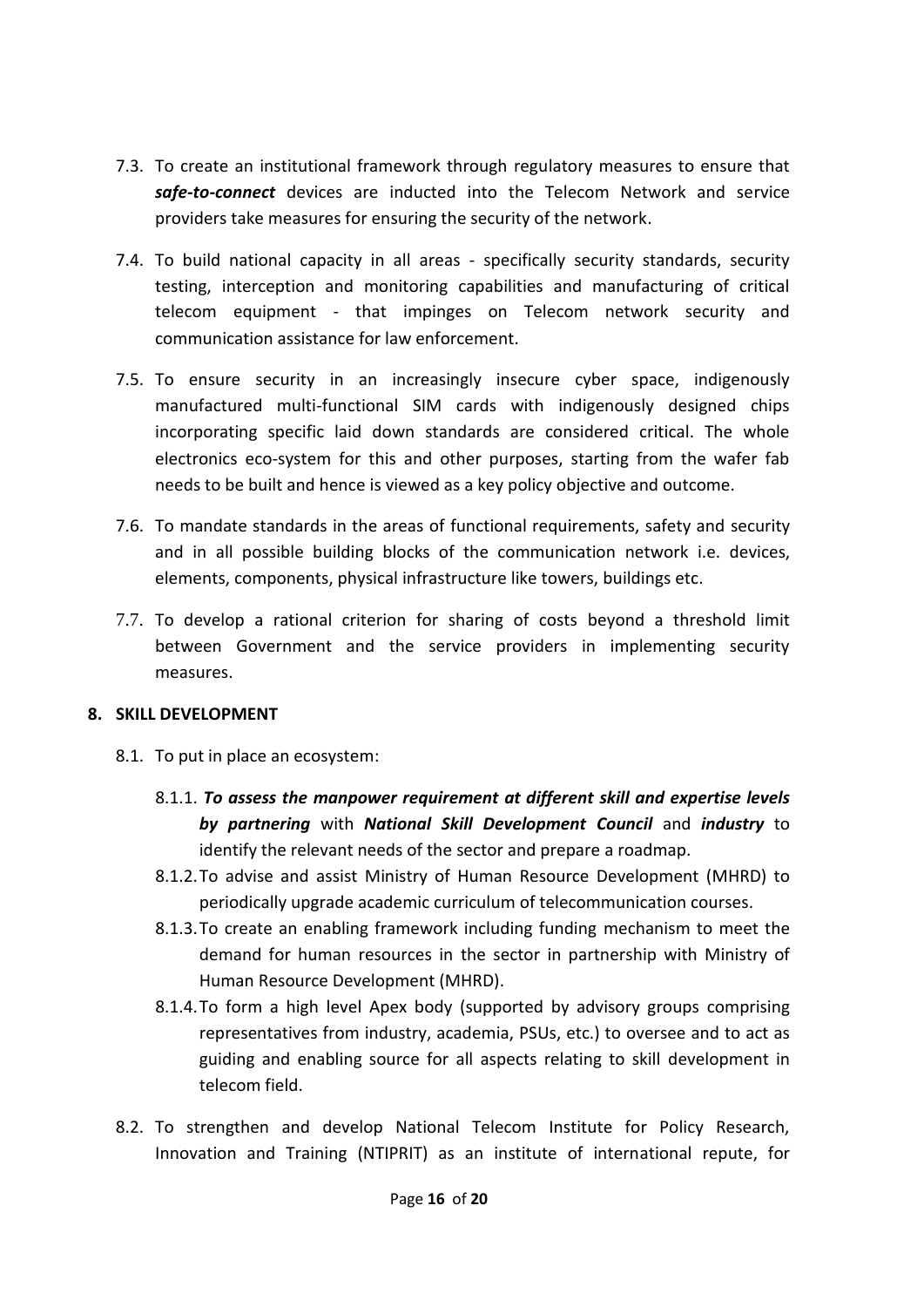7.3. To create an institutional framework through regulatory measures to ensure that ***safe-to-connect*** devices are inducted into the Telecom Network and service providers take measures for ensuring the security of the network.

7.4. To build national capacity in all areas - specifically security standards, security testing, interception and monitoring capabilities and manufacturing of critical telecom equipment - that impinges on Telecom network security and communication assistance for law enforcement.

7.5. To ensure security in an increasingly insecure cyber space, indigenously manufactured multi-functional SIM cards with indigenously designed chips incorporating specific laid down standards are considered critical. The whole electronics eco-system for this and other purposes, starting from the wafer fab needs to be built and hence is viewed as a key policy objective and outcome.

7.6. To mandate standards in the areas of functional requirements, safety and security and in all possible building blocks of the communication network i.e. devices, elements, components, physical infrastructure like towers, buildings etc.

7.7. To develop a rational criterion for sharing of costs beyond a threshold limit between Government and the service providers in implementing security measures.

## 8. SKILL DEVELOPMENT

8.1. To put in place an ecosystem:

- 8.1.1. ***To assess the manpower requirement at different skill and expertise levels by partnering*** with ***National Skill Development Council*** and ***industry*** to identify the relevant needs of the sector and prepare a roadmap.
- 8.1.2. To advise and assist Ministry of Human Resource Development (MHRD) to periodically upgrade academic curriculum of telecommunication courses.
- 8.1.3. To create an enabling framework including funding mechanism to meet the demand for human resources in the sector in partnership with Ministry of Human Resource Development (MHRD).
- 8.1.4. To form a high level Apex body (supported by advisory groups comprising representatives from industry, academia, PSUs, etc.) to oversee and to act as guiding and enabling source for all aspects relating to skill development in telecom field.

8.2. To strengthen and develop National Telecom Institute for Policy Research, Innovation and Training (NTIPRIT) as an institute of international repute, for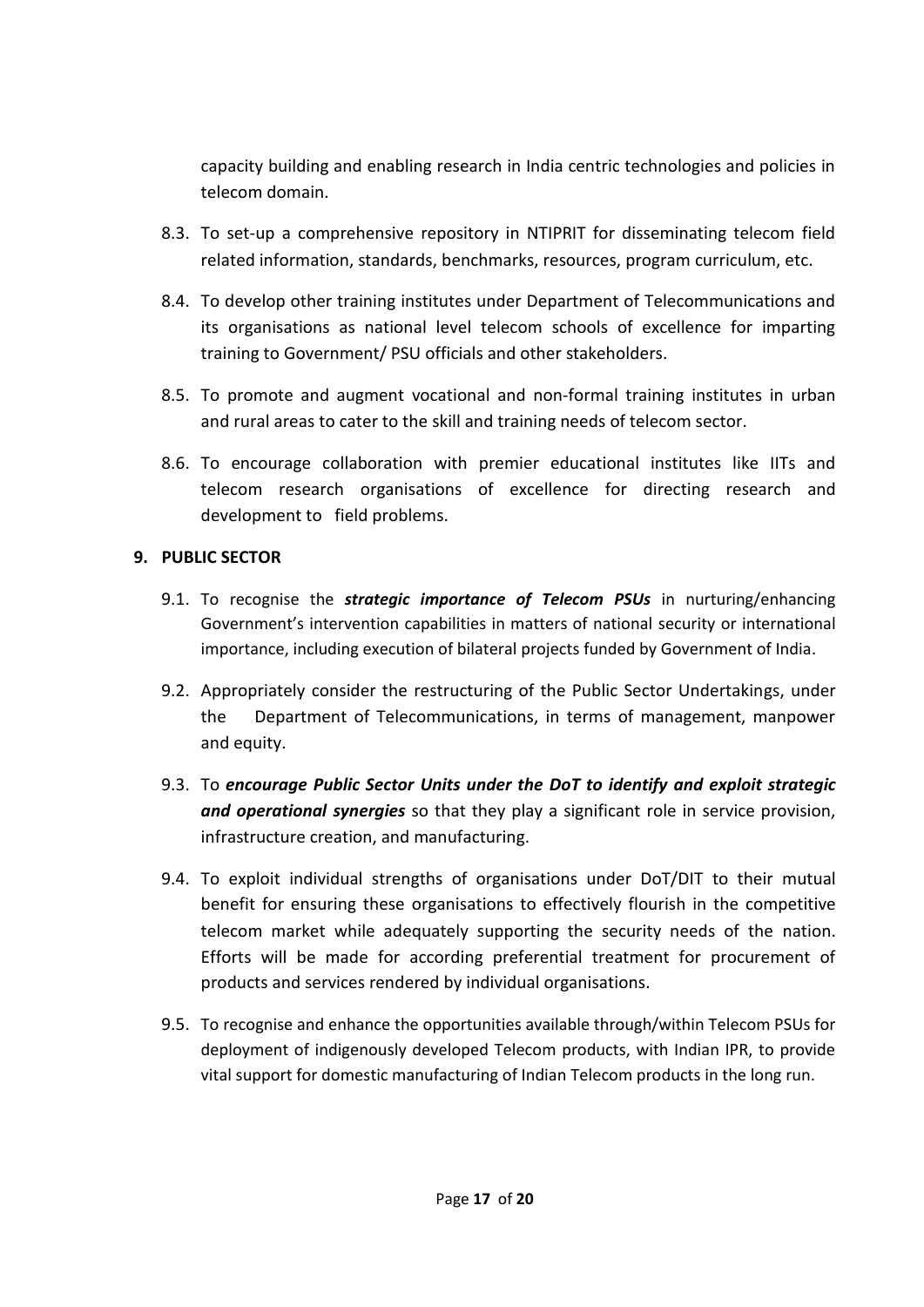capacity building and enabling research in India centric technologies and policies in telecom domain.

8.3. To set-up a comprehensive repository in NTIPRIT for disseminating telecom field related information, standards, benchmarks, resources, program curriculum, etc.

8.4. To develop other training institutes under Department of Telecommunications and its organisations as national level telecom schools of excellence for imparting training to Government/ PSU officials and other stakeholders.

8.5. To promote and augment vocational and non-formal training institutes in urban and rural areas to cater to the skill and training needs of telecom sector.

8.6. To encourage collaboration with premier educational institutes like IITs and telecom research organisations of excellence for directing research and development to field problems.

## 9. PUBLIC SECTOR

9.1. To recognise the ***strategic importance of Telecom PSUs*** in nurturing/enhancing Government's intervention capabilities in matters of national security or international importance, including execution of bilateral projects funded by Government of India.

9.2. Appropriately consider the restructuring of the Public Sector Undertakings, under the Department of Telecommunications, in terms of management, manpower and equity.

9.3. To ***encourage Public Sector Units under the DoT to identify and exploit strategic and operational synergies*** so that they play a significant role in service provision, infrastructure creation, and manufacturing.

9.4. To exploit individual strengths of organisations under DoT/DIT to their mutual benefit for ensuring these organisations to effectively flourish in the competitive telecom market while adequately supporting the security needs of the nation. Efforts will be made for according preferential treatment for procurement of products and services rendered by individual organisations.

9.5. To recognise and enhance the opportunities available through/within Telecom PSUs for deployment of indigenously developed Telecom products, with Indian IPR, to provide vital support for domestic manufacturing of Indian Telecom products in the long run.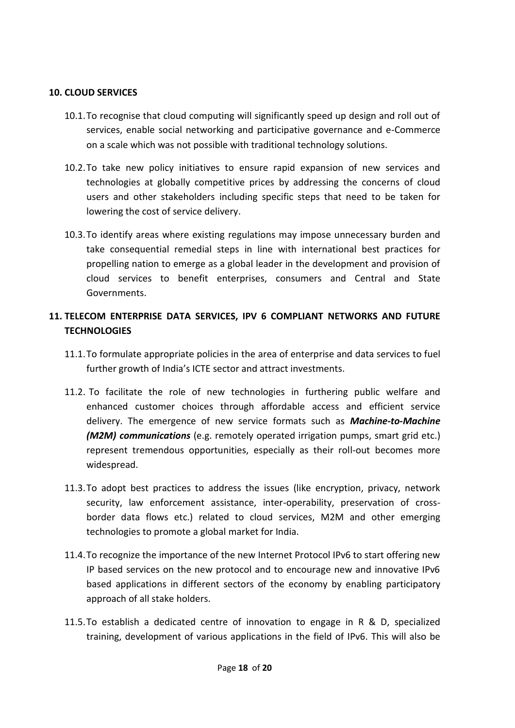**10. CLOUD SERVICES**

10.1. To recognise that cloud computing will significantly speed up design and roll out of services, enable social networking and participative governance and e-Commerce on a scale which was not possible with traditional technology solutions.

10.2. To take new policy initiatives to ensure rapid expansion of new services and technologies at globally competitive prices by addressing the concerns of cloud users and other stakeholders including specific steps that need to be taken for lowering the cost of service delivery.

10.3. To identify areas where existing regulations may impose unnecessary burden and take consequential remedial steps in line with international best practices for propelling nation to emerge as a global leader in the development and provision of cloud services to benefit enterprises, consumers and Central and State Governments.

**11. TELECOM ENTERPRISE DATA SERVICES, IPV 6 COMPLIANT NETWORKS AND FUTURE TECHNOLOGIES**

11.1. To formulate appropriate policies in the area of enterprise and data services to fuel further growth of India's ICTE sector and attract investments.

11.2. To facilitate the role of new technologies in furthering public welfare and enhanced customer choices through affordable access and efficient service delivery. The emergence of new service formats such as ***Machine-to-Machine (M2M) communications*** (e.g. remotely operated irrigation pumps, smart grid etc.) represent tremendous opportunities, especially as their roll-out becomes more widespread.

11.3. To adopt best practices to address the issues (like encryption, privacy, network security, law enforcement assistance, inter-operability, preservation of cross-border data flows etc.) related to cloud services, M2M and other emerging technologies to promote a global market for India.

11.4. To recognize the importance of the new Internet Protocol IPv6 to start offering new IP based services on the new protocol and to encourage new and innovative IPv6 based applications in different sectors of the economy by enabling participatory approach of all stake holders.

11.5. To establish a dedicated centre of innovation to engage in R & D, specialized training, development of various applications in the field of IPv6. This will also be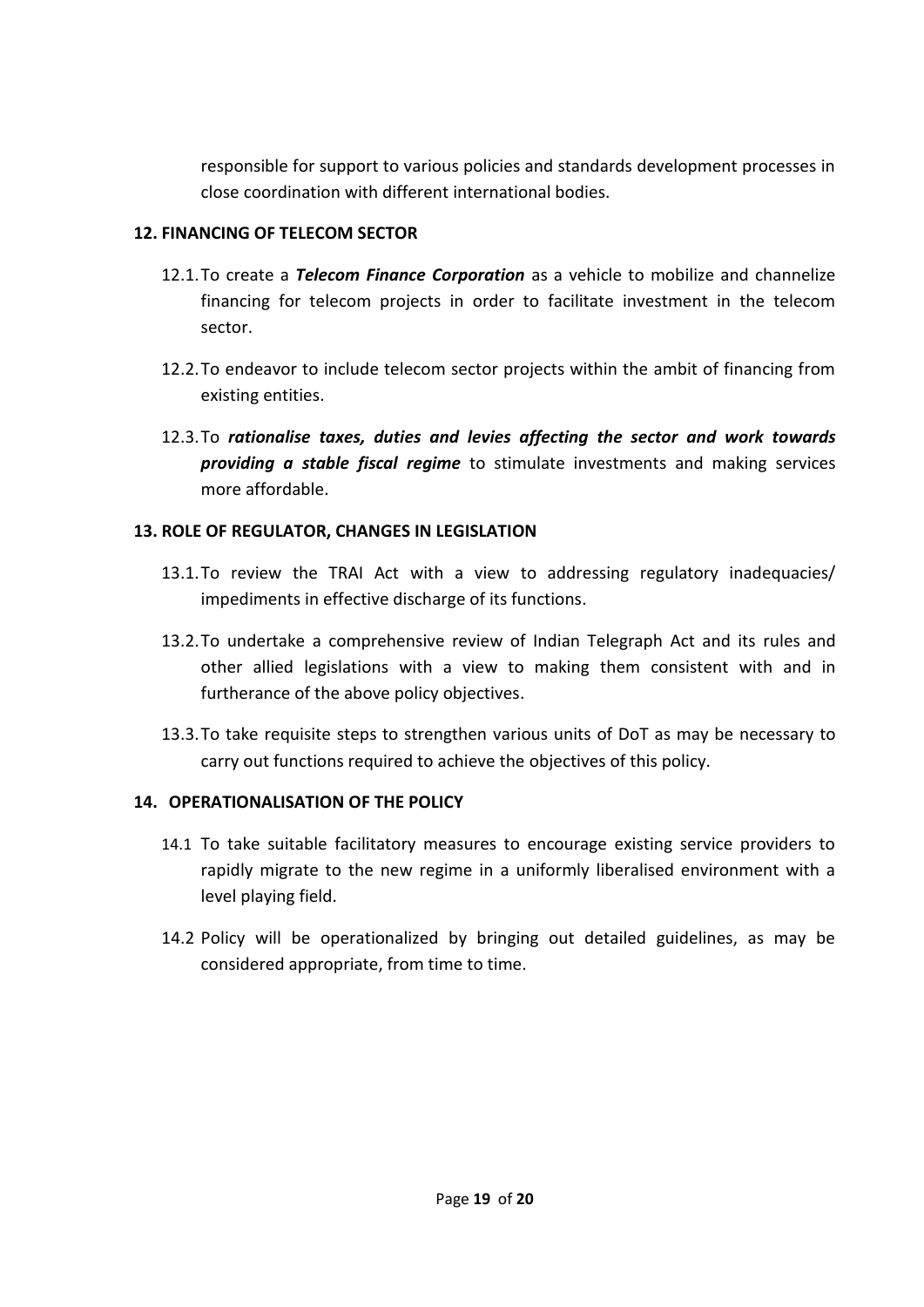responsible for support to various policies and standards development processes in close coordination with different international bodies.

## 12. FINANCING OF TELECOM SECTOR

12.1. To create a ***Telecom Finance Corporation*** as a vehicle to mobilize and channelize financing for telecom projects in order to facilitate investment in the telecom sector.

12.2. To endeavor to include telecom sector projects within the ambit of financing from existing entities.

12.3. To ***rationalise taxes, duties and levies affecting the sector and work towards providing a stable fiscal regime*** to stimulate investments and making services more affordable.

## 13. ROLE OF REGULATOR, CHANGES IN LEGISLATION

13.1. To review the TRAI Act with a view to addressing regulatory inadequacies/ impediments in effective discharge of its functions.

13.2. To undertake a comprehensive review of Indian Telegraph Act and its rules and other allied legislations with a view to making them consistent with and in furtherance of the above policy objectives.

13.3. To take requisite steps to strengthen various units of DoT as may be necessary to carry out functions required to achieve the objectives of this policy.

## 14. OPERATIONALISATION OF THE POLICY

14.1 To take suitable facilitatory measures to encourage existing service providers to rapidly migrate to the new regime in a uniformly liberalised environment with a level playing field.

14.2 Policy will be operationalized by bringing out detailed guidelines, as may be considered appropriate, from time to time.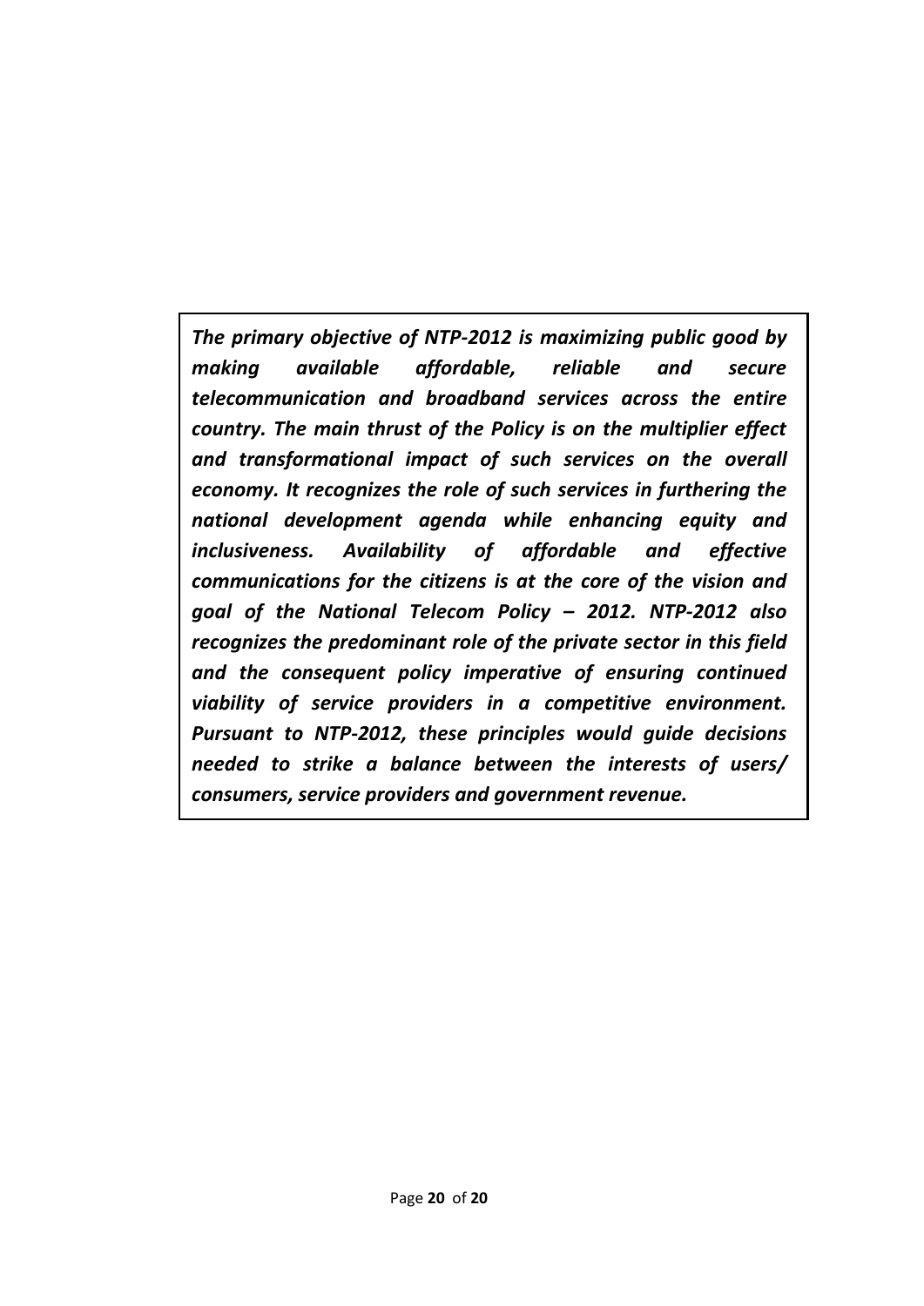***The primary objective of NTP-2012 is maximizing public good by making available affordable, reliable and secure telecommunication and broadband services across the entire country. The main thrust of the Policy is on the multiplier effect and transformational impact of such services on the overall economy. It recognizes the role of such services in furthering the national development agenda while enhancing equity and inclusiveness. Availability of affordable and effective communications for the citizens is at the core of the vision and goal of the National Telecom Policy – 2012. NTP-2012 also recognizes the predominant role of the private sector in this field and the consequent policy imperative of ensuring continued viability of service providers in a competitive environment. Pursuant to NTP-2012, these principles would guide decisions needed to strike a balance between the interests of users/ consumers, service providers and government revenue.***